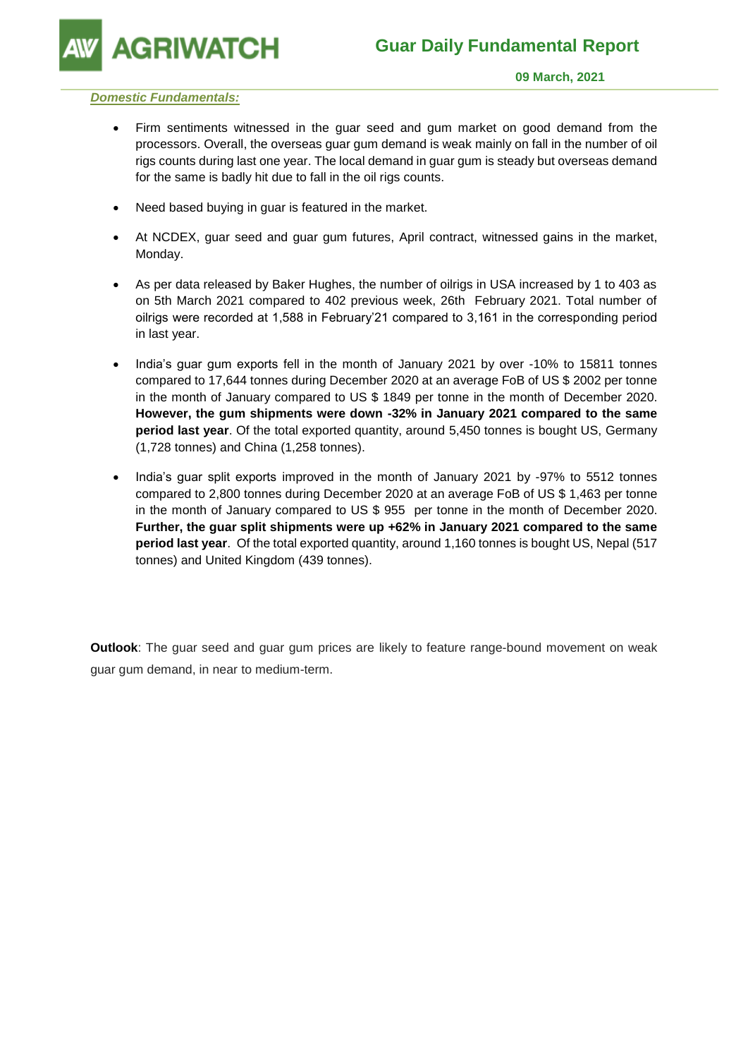# Guar Daily Fundamental Report

**09 March, 2021**

***Domestic Fundamentals:***

- Firm sentiments witnessed in the guar seed and gum market on good demand from the processors. Overall, the overseas guar gum demand is weak mainly on fall in the number of oil rigs counts during last one year. The local demand in guar gum is steady but overseas demand for the same is badly hit due to fall in the oil rigs counts.

- Need based buying in guar is featured in the market.

- At NCDEX, guar seed and guar gum futures, April contract, witnessed gains in the market, Monday.

- As per data released by Baker Hughes, the number of oilrigs in USA increased by 1 to 403 as on 5th March 2021 compared to 402 previous week, 26th February 2021. Total number of oilrigs were recorded at 1,588 in February'21 compared to 3,161 in the corresponding period in last year.

- India's guar gum exports fell in the month of January 2021 by over -10% to 15811 tonnes compared to 17,644 tonnes during December 2020 at an average FoB of US $ 2002 per tonne in the month of January compared to US $ 1849 per tonne in the month of December 2020. **However, the gum shipments were down -32% in January 2021 compared to the same period last year**. Of the total exported quantity, around 5,450 tonnes is bought US, Germany (1,728 tonnes) and China (1,258 tonnes).

- India's guar split exports improved in the month of January 2021 by -97% to 5512 tonnes compared to 2,800 tonnes during December 2020 at an average FoB of US $ 1,463 per tonne in the month of January compared to US $ 955 per tonne in the month of December 2020. **Further, the guar split shipments were up +62% in January 2021 compared to the same period last year**. Of the total exported quantity, around 1,160 tonnes is bought US, Nepal (517 tonnes) and United Kingdom (439 tonnes).

**Outlook**: The guar seed and guar gum prices are likely to feature range-bound movement on weak guar gum demand, in near to medium-term.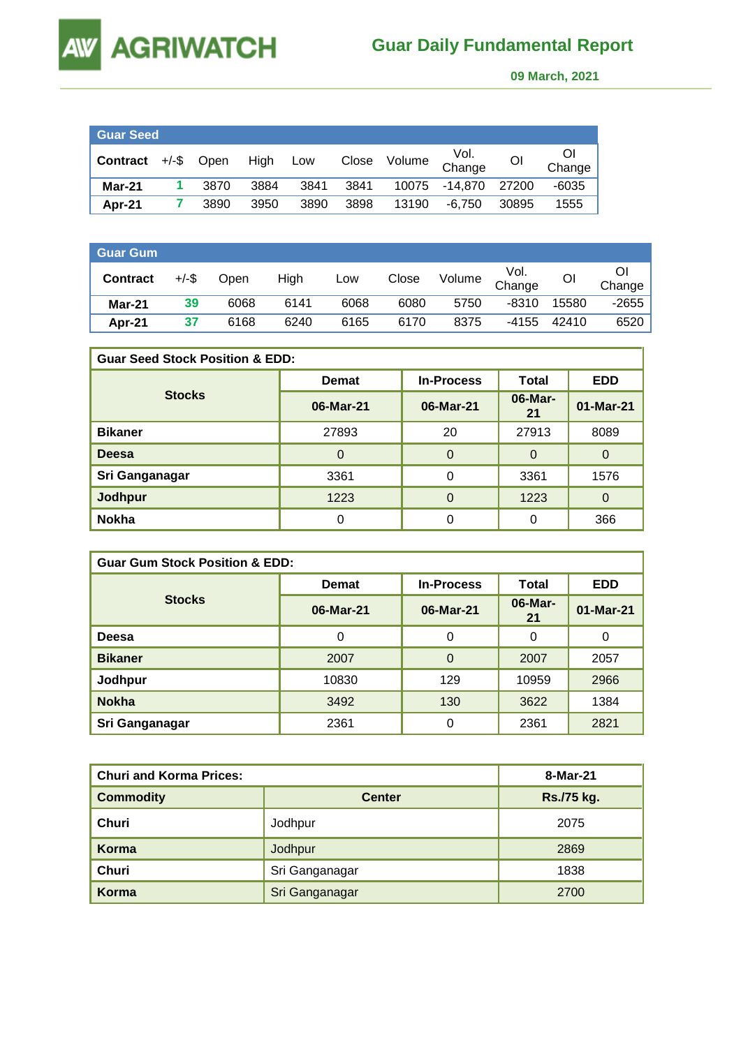# Guar Daily Fundamental Report

09 March, 2021

| Guar Seed | | | | | | | | | |
|---|---|---|---|---|---|---|---|---|---|
| **Contract** | +/-$ | Open | High | Low | Close | Volume | Vol. Change | OI | OI Change |
| **Mar-21** | 1 | 3870 | 3884 | 3841 | 3841 | 10075 | -14,870 | 27200 | -6035 |
| **Apr-21** | 7 | 3890 | 3950 | 3890 | 3898 | 13190 | -6,750 | 30895 | 1555 |

| Guar Gum | | | | | | | | | |
|---|---|---|---|---|---|---|---|---|---|
| **Contract** | +/-$ | Open | High | Low | Close | Volume | Vol. Change | OI | OI Change |
| **Mar-21** | 39 | 6068 | 6141 | 6068 | 6080 | 5750 | -8310 | 15580 | -2655 |
| **Apr-21** | 37 | 6168 | 6240 | 6165 | 6170 | 8375 | -4155 | 42410 | 6520 |

| Guar Seed Stock Position & EDD: | | | | |
|---|---|---|---|---|
| **Stocks** | **Demat** | **In-Process** | **Total** | **EDD** |
| | **06-Mar-21** | **06-Mar-21** | **06-Mar-21** | **01-Mar-21** |
| **Bikaner** | 27893 | 20 | 27913 | 8089 |
| **Deesa** | 0 | 0 | 0 | 0 |
| **Sri Ganganagar** | 3361 | 0 | 3361 | 1576 |
| **Jodhpur** | 1223 | 0 | 1223 | 0 |
| **Nokha** | 0 | 0 | 0 | 366 |

| Guar Gum Stock Position & EDD: | | | | |
|---|---|---|---|---|
| **Stocks** | **Demat** | **In-Process** | **Total** | **EDD** |
| | **06-Mar-21** | **06-Mar-21** | **06-Mar-21** | **01-Mar-21** |
| **Deesa** | 0 | 0 | 0 | 0 |
| **Bikaner** | 2007 | 0 | 2007 | 2057 |
| **Jodhpur** | 10830 | 129 | 10959 | 2966 |
| **Nokha** | 3492 | 130 | 3622 | 1384 |
| **Sri Ganganagar** | 2361 | 0 | 2361 | 2821 |

| Churi and Korma Prices: | | 8-Mar-21 |
|---|---|---|
| **Commodity** | **Center** | **Rs./75 kg.** |
| **Churi** | Jodhpur | 2075 |
| **Korma** | Jodhpur | 2869 |
| **Churi** | Sri Ganganagar | 1838 |
| **Korma** | Sri Ganganagar | 2700 |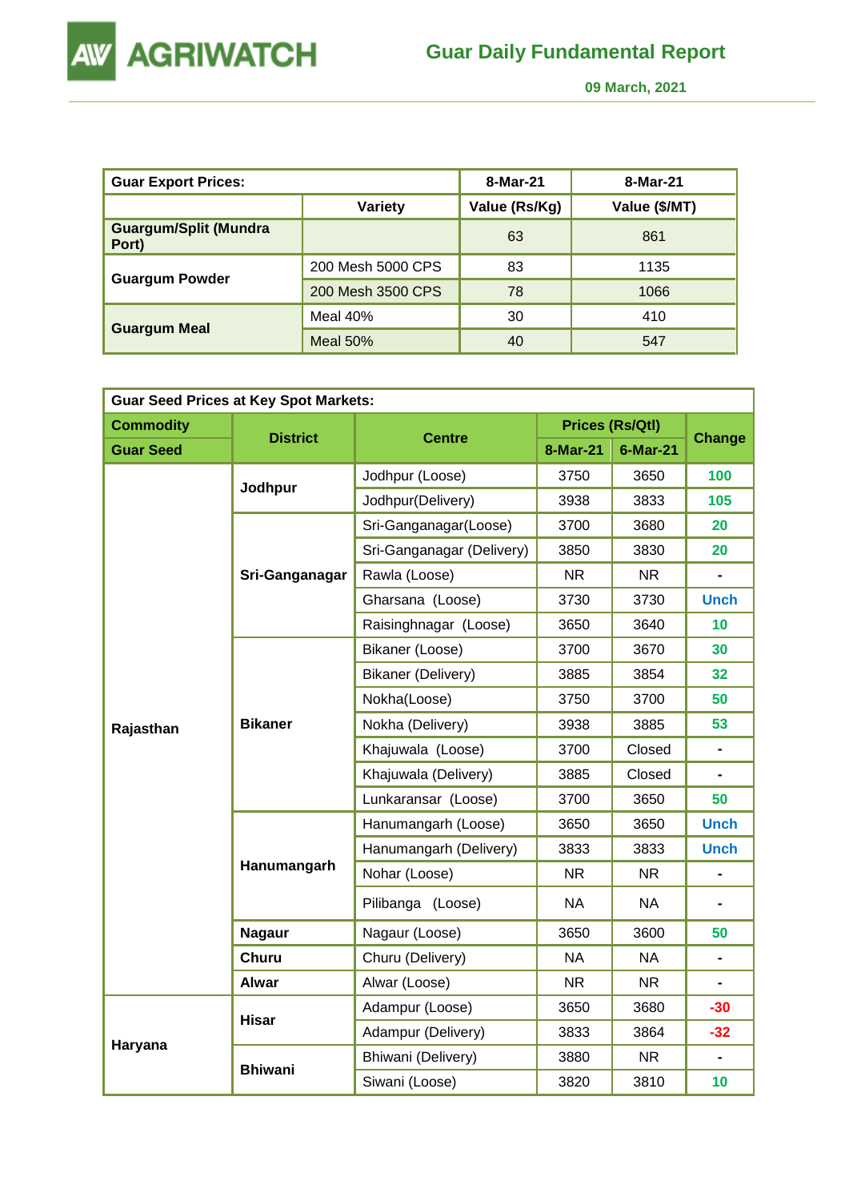| Guar Export Prices: | | 8-Mar-21 | 8-Mar-21 |
|---|---|---|---|
| | Variety | Value (Rs/Kg) | Value ($/MT) |
| Guargum/Split (Mundra Port) | | 63 | 861 |
| Guargum Powder | 200 Mesh 5000 CPS | 83 | 1135 |
| | 200 Mesh 3500 CPS | 78 | 1066 |
| Guargum Meal | Meal 40% | 30 | 410 |
| | Meal 50% | 40 | 547 |

| Guar Seed Prices at Key Spot Markets: | | | | | |
|---|---|---|---|---|---|
| Commodity | District | Centre | Prices (Rs/Qtl) | | Change |
| Guar Seed | | | 8-Mar-21 | 6-Mar-21 | |
| Rajasthan | Jodhpur | Jodhpur (Loose) | 3750 | 3650 | 100 |
| | | Jodhpur(Delivery) | 3938 | 3833 | 105 |
| | Sri-Ganganagar | Sri-Ganganagar(Loose) | 3700 | 3680 | 20 |
| | | Sri-Ganganagar (Delivery) | 3850 | 3830 | 20 |
| | | Rawla (Loose) | NR | NR | - |
| | | Gharsana (Loose) | 3730 | 3730 | Unch |
| | | Raisinghnagar (Loose) | 3650 | 3640 | 10 |
| | Bikaner | Bikaner (Loose) | 3700 | 3670 | 30 |
| | | Bikaner (Delivery) | 3885 | 3854 | 32 |
| | | Nokha(Loose) | 3750 | 3700 | 50 |
| | | Nokha (Delivery) | 3938 | 3885 | 53 |
| | | Khajuwala (Loose) | 3700 | Closed | - |
| | | Khajuwala (Delivery) | 3885 | Closed | - |
| | | Lunkaransar (Loose) | 3700 | 3650 | 50 |
| | Hanumangarh | Hanumangarh (Loose) | 3650 | 3650 | Unch |
| | | Hanumangarh (Delivery) | 3833 | 3833 | Unch |
| | | Nohar (Loose) | NR | NR | - |
| | | Pilibanga (Loose) | NA | NA | - |
| | Nagaur | Nagaur (Loose) | 3650 | 3600 | 50 |
| | Churu | Churu (Delivery) | NA | NA | - |
| | Alwar | Alwar (Loose) | NR | NR | - |
| Haryana | Hisar | Adampur (Loose) | 3650 | 3680 | -30 |
| | | Adampur (Delivery) | 3833 | 3864 | -32 |
| | Bhiwani | Bhiwani (Delivery) | 3880 | NR | - |
| | | Siwani (Loose) | 3820 | 3810 | 10 |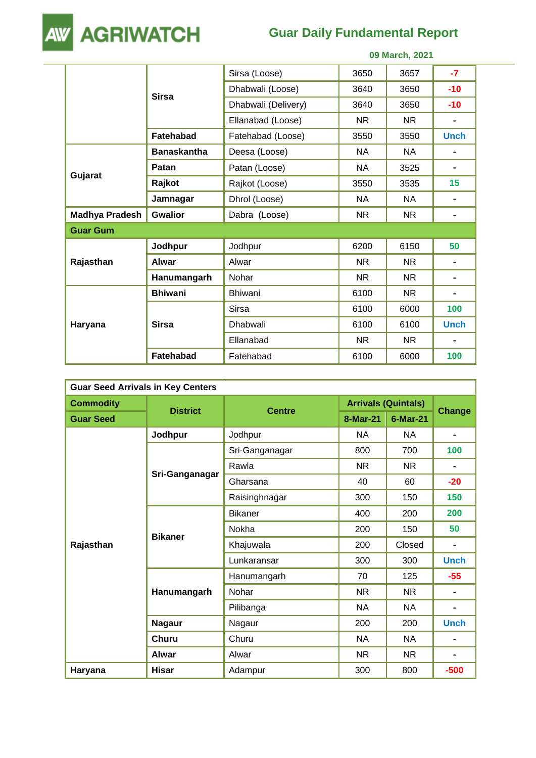| | | | | | |
|---|---|---|---|---|---|
| | Sirsa | Sirsa (Loose) | 3650 | 3657 | -7 |
| | | Dhabwali (Loose) | 3640 | 3650 | -10 |
| | | Dhabwali (Delivery) | 3640 | 3650 | -10 |
| | | Ellanabad (Loose) | NR | NR | - |
| | Fatehabad | Fatehabad (Loose) | 3550 | 3550 | Unch |
| Gujarat | Banaskantha | Deesa (Loose) | NA | NA | - |
| | Patan | Patan (Loose) | NA | 3525 | - |
| | Rajkot | Rajkot (Loose) | 3550 | 3535 | 15 |
| | Jamnagar | Dhrol (Loose) | NA | NA | - |
| Madhya Pradesh | Gwalior | Dabra (Loose) | NR | NR | - |
| **Guar Gum** | | | | | |
| Rajasthan | Jodhpur | Jodhpur | 6200 | 6150 | 50 |
| | Alwar | Alwar | NR | NR | - |
| | Hanumangarh | Nohar | NR | NR | - |
| Haryana | Bhiwani | Bhiwani | 6100 | NR | - |
| | Sirsa | Sirsa | 6100 | 6000 | 100 |
| | | Dhabwali | 6100 | 6100 | Unch |
| | | Ellanabad | NR | NR | - |
| | Fatehabad | Fatehabad | 6100 | 6000 | 100 |

**Guar Seed Arrivals in Key Centers**

| Commodity | District | Centre | Arrivals (Quintals) | | Change |
|---|---|---|---|---|---|
| Guar Seed | | | 8-Mar-21 | 6-Mar-21 | |
| Rajasthan | Jodhpur | Jodhpur | NA | NA | - |
| | Sri-Ganganagar | Sri-Ganganagar | 800 | 700 | 100 |
| | | Rawla | NR | NR | - |
| | | Gharsana | 40 | 60 | -20 |
| | | Raisinghnagar | 300 | 150 | 150 |
| | Bikaner | Bikaner | 400 | 200 | 200 |
| | | Nokha | 200 | 150 | 50 |
| | | Khajuwala | 200 | Closed | - |
| | | Lunkaransar | 300 | 300 | Unch |
| | Hanumangarh | Hanumangarh | 70 | 125 | -55 |
| | | Nohar | NR | NR | - |
| | | Pilibanga | NA | NA | - |
| | Nagaur | Nagaur | 200 | 200 | Unch |
| | Churu | Churu | NA | NA | - |
| | Alwar | Alwar | NR | NR | - |
| Haryana | Hisar | Adampur | 300 | 800 | -500 |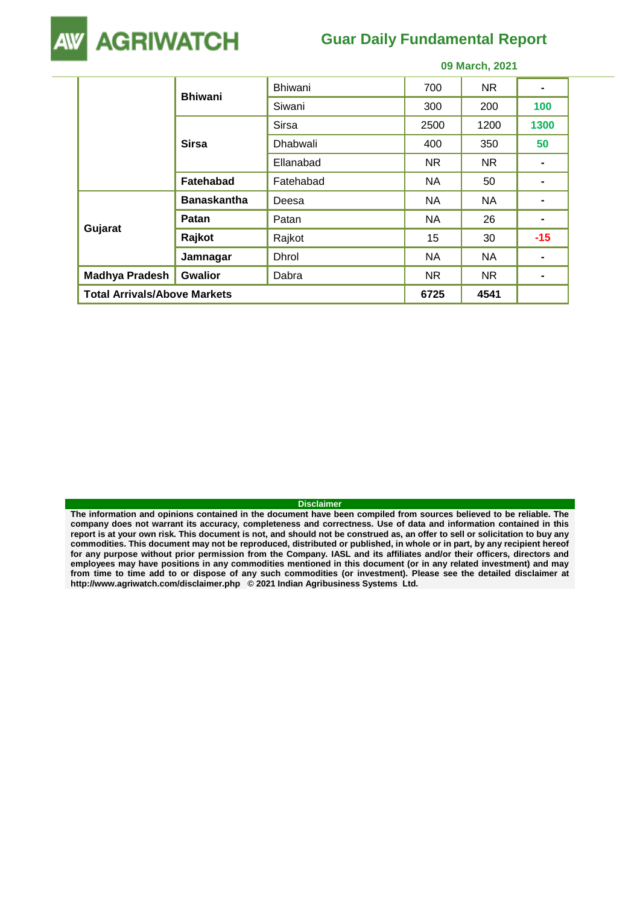| | | | | | |
|---|---|---|---|---|---|
| | Bhiwani | Bhiwani | 700 | NR | - |
| | | Siwani | 300 | 200 | 100 |
| | Sirsa | Sirsa | 2500 | 1200 | 1300 |
| | | Dhabwali | 400 | 350 | 50 |
| | | Ellanabad | NR | NR | - |
| | Fatehabad | Fatehabad | NA | 50 | - |
| Gujarat | Banaskantha | Deesa | NA | NA | - |
| | Patan | Patan | NA | 26 | - |
| | Rajkot | Rajkot | 15 | 30 | -15 |
| | Jamnagar | Dhrol | NA | NA | - |
| Madhya Pradesh | Gwalior | Dabra | NR | NR | - |
| **Total Arrivals/Above Markets** | | | **6725** | **4541** | |

**Disclaimer**

**The information and opinions contained in the document have been compiled from sources believed to be reliable. The company does not warrant its accuracy, completeness and correctness. Use of data and information contained in this report is at your own risk. This document is not, and should not be construed as, an offer to sell or solicitation to buy any commodities. This document may not be reproduced, distributed or published, in whole or in part, by any recipient hereof for any purpose without prior permission from the Company. IASL and its affiliates and/or their officers, directors and employees may have positions in any commodities mentioned in this document (or in any related investment) and may from time to time add to or dispose of any such commodities (or investment). Please see the detailed disclaimer at http://www.agriwatch.com/disclaimer.php © 2021 Indian Agribusiness Systems Ltd.**